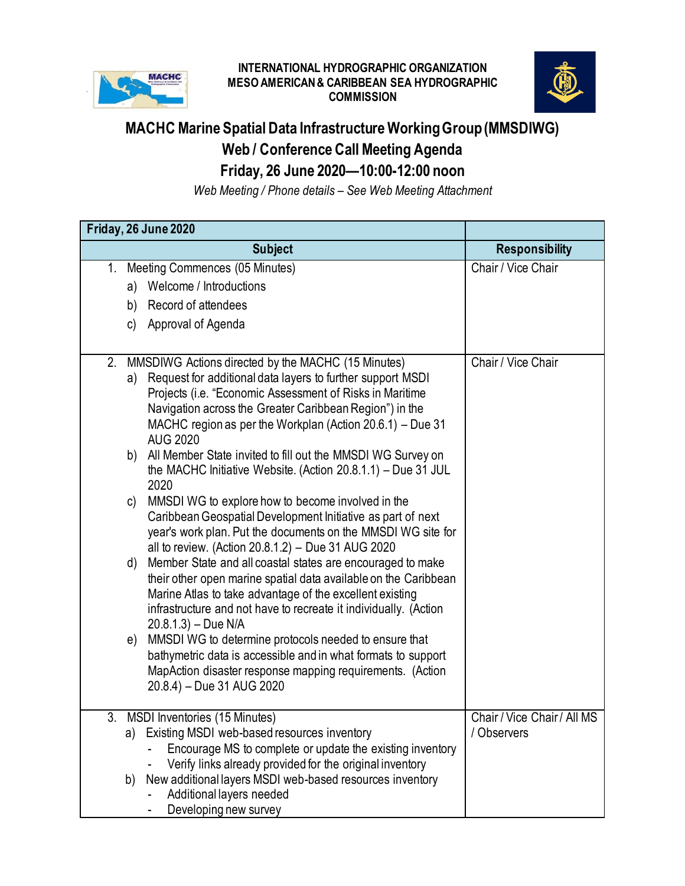INTERNATIONAL HYDROGRAPHIC ORGANIZATION
MESO AMERICAN & CARIBBEAN SEA HYDROGRAPHIC COMMISSION

# MACHC Marine Spatial Data Infrastructure Working Group (MMSDIWG)
## Web / Conference Call Meeting Agenda
## Friday, 26 June 2020—10:00-12:00 noon

*Web Meeting / Phone details – See Web Meeting Attachment*

| Friday, 26 June 2020 | |
|---|---|
| **Subject** | **Responsibility** |
| 1. Meeting Commences (05 Minutes)<br>a) Welcome / Introductions<br>b) Record of attendees<br>c) Approval of Agenda | Chair / Vice Chair |
| 2. MMSDIWG Actions directed by the MACHC (15 Minutes)<br>a) Request for additional data layers to further support MSDI Projects (i.e. "Economic Assessment of Risks in Maritime Navigation across the Greater Caribbean Region") in the MACHC region as per the Workplan (Action 20.6.1) – Due 31 AUG 2020<br>b) All Member State invited to fill out the MMSDI WG Survey on the MACHC Initiative Website. (Action 20.8.1.1) – Due 31 JUL 2020<br>c) MMSDI WG to explore how to become involved in the Caribbean Geospatial Development Initiative as part of next year's work plan. Put the documents on the MMSDI WG site for all to review. (Action 20.8.1.2) – Due 31 AUG 2020<br>d) Member State and all coastal states are encouraged to make their other open marine spatial data available on the Caribbean Marine Atlas to take advantage of the excellent existing infrastructure and not have to recreate it individually. (Action 20.8.1.3) – Due N/A<br>e) MMSDI WG to determine protocols needed to ensure that bathymetric data is accessible and in what formats to support MapAction disaster response mapping requirements. (Action 20.8.4) – Due 31 AUG 2020 | Chair / Vice Chair |
| 3. MSDI Inventories (15 Minutes)<br>a) Existing MSDI web-based resources inventory<br>- Encourage MS to complete or update the existing inventory<br>- Verify links already provided for the original inventory<br>b) New additional layers MSDI web-based resources inventory<br>- Additional layers needed<br>- Developing new survey | Chair / Vice Chair / All MS / Observers |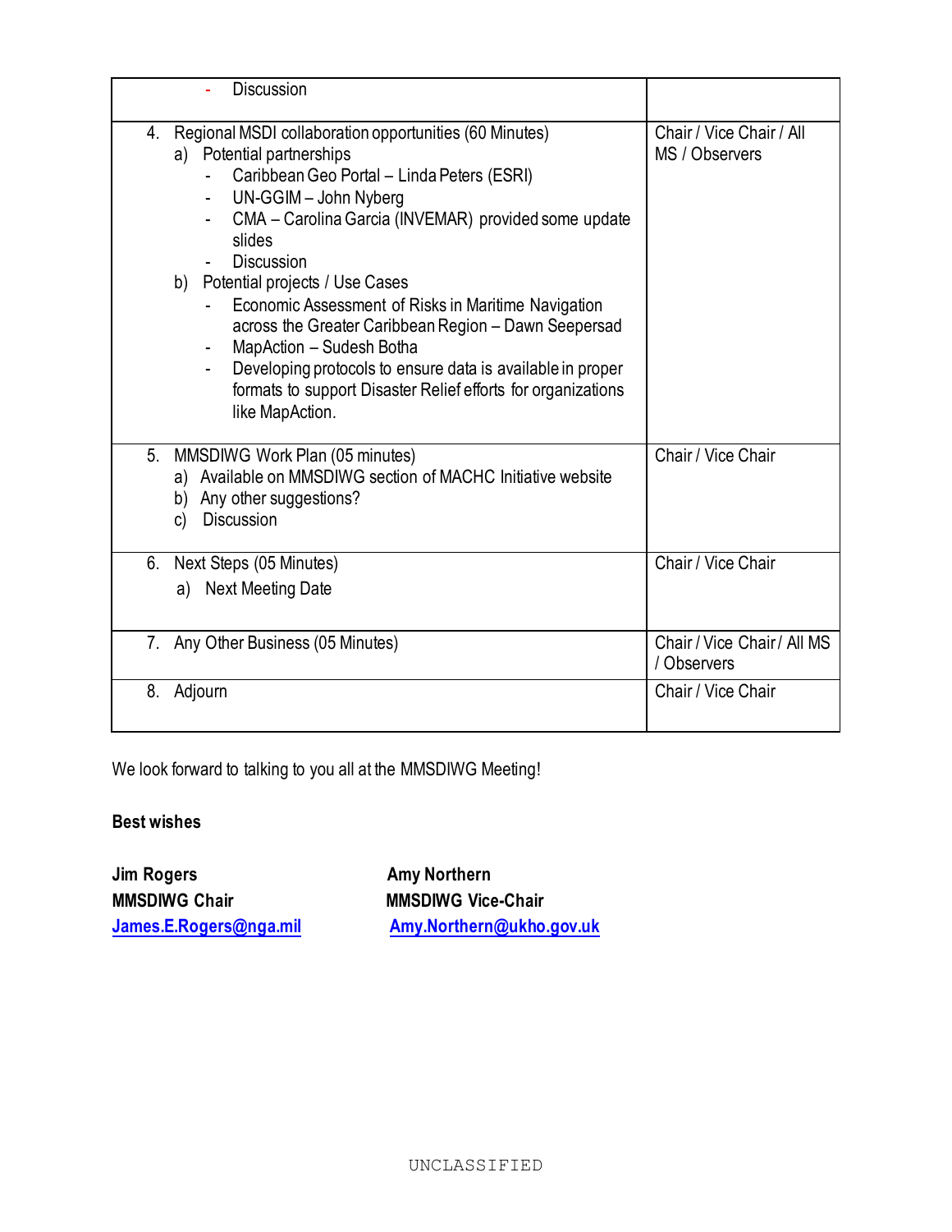| | |
|---|---|
| - Discussion | |
| 4. Regional MSDI collaboration opportunities (60 Minutes)<br>a) Potential partnerships<br>- Caribbean Geo Portal – Linda Peters (ESRI)<br>- UN-GGIM – John Nyberg<br>- CMA – Carolina Garcia (INVEMAR) provided some update slides<br>- Discussion<br>b) Potential projects / Use Cases<br>- Economic Assessment of Risks in Maritime Navigation across the Greater Caribbean Region – Dawn Seepersad<br>- MapAction – Sudesh Botha<br>- Developing protocols to ensure data is available in proper formats to support Disaster Relief efforts for organizations like MapAction. | Chair / Vice Chair / All MS / Observers |
| 5. MMSDIWG Work Plan (05 minutes)<br>a) Available on MMSDIWG section of MACHC Initiative website<br>b) Any other suggestions?<br>c) Discussion | Chair / Vice Chair |
| 6. Next Steps (05 Minutes)<br>a) Next Meeting Date | Chair / Vice Chair |
| 7. Any Other Business (05 Minutes) | Chair / Vice Chair / All MS / Observers |
| 8. Adjourn | Chair / Vice Chair |

We look forward to talking to you all at the MMSDIWG Meeting!

**Best wishes**

**Jim Rogers**
**MMSDIWG Chair**
**James.E.Rogers@nga.mil**

**Amy Northern**
**MMSDIWG Vice-Chair**
**Amy.Northern@ukho.gov.uk**

UNCLASSIFIED